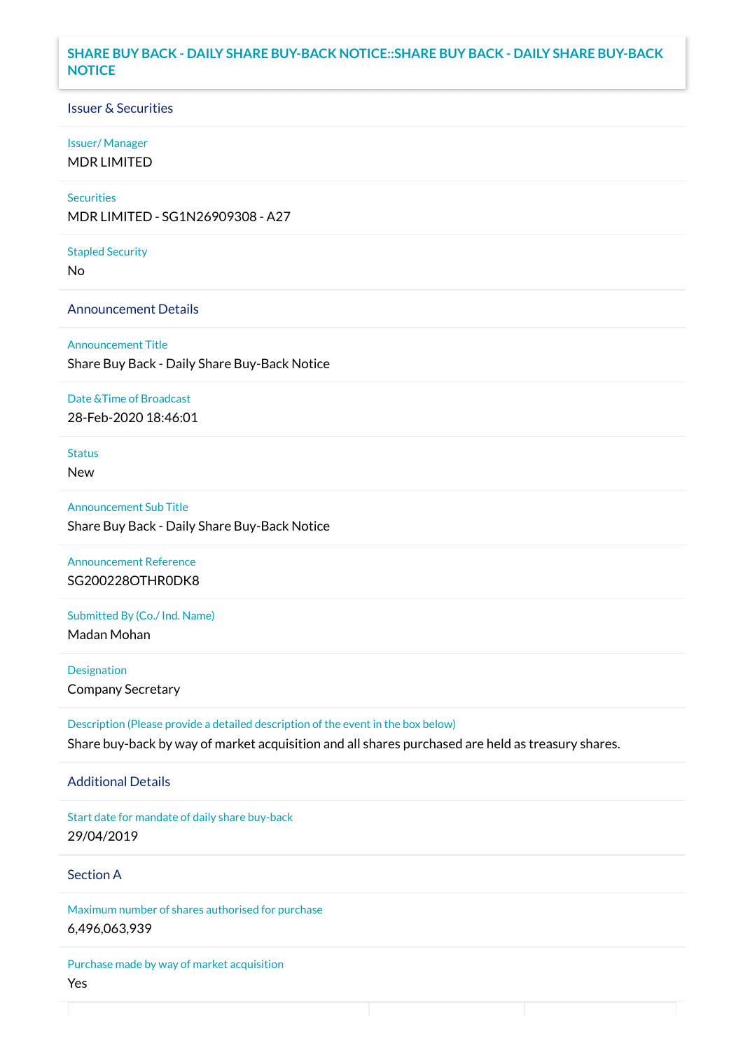# SHARE BUY BACK - DAILY SHARE BUY-BACK NOTICE::SHARE BUY BACK - DAILY SHARE BUY-BACK NOTICE

## Issuer & Securities

**Issuer/ Manager**
MDR LIMITED

**Securities**
MDR LIMITED - SG1N26909308 - A27

**Stapled Security**
No

## Announcement Details

**Announcement Title**
Share Buy Back - Daily Share Buy-Back Notice

**Date &Time of Broadcast**
28-Feb-2020 18:46:01

**Status**
New

**Announcement Sub Title**
Share Buy Back - Daily Share Buy-Back Notice

**Announcement Reference**
SG200228OTHR0DK8

**Submitted By (Co./ Ind. Name)**
Madan Mohan

**Designation**
Company Secretary

**Description (Please provide a detailed description of the event in the box below)**
Share buy-back by way of market acquisition and all shares purchased are held as treasury shares.

## Additional Details

**Start date for mandate of daily share buy-back**
29/04/2019

## Section A

**Maximum number of shares authorised for purchase**
6,496,063,939

**Purchase made by way of market acquisition**
Yes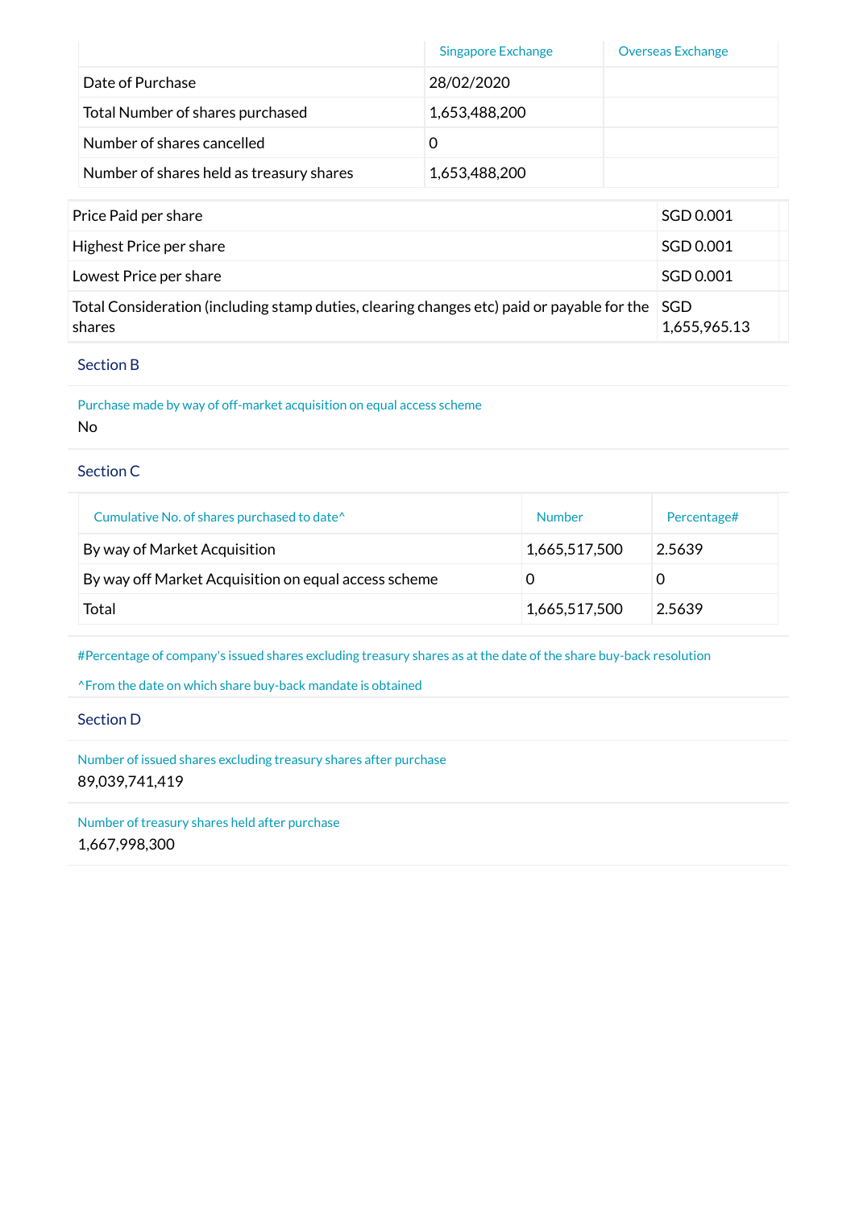| | Singapore Exchange | Overseas Exchange |
|---|---|---|
| Date of Purchase | 28/02/2020 | |
| Total Number of shares purchased | 1,653,488,200 | |
| Number of shares cancelled | 0 | |
| Number of shares held as treasury shares | 1,653,488,200 | |

| | |
|---|---|
| Price Paid per share | SGD 0.001 |
| Highest Price per share | SGD 0.001 |
| Lowest Price per share | SGD 0.001 |
| Total Consideration (including stamp duties, clearing changes etc) paid or payable for the shares | SGD 1,655,965.13 |

## Section B

Purchase made by way of off-market acquisition on equal access scheme

No

## Section C

| Cumulative No. of shares purchased to date^ | Number | Percentage# |
|---|---|---|
| By way of Market Acquisition | 1,665,517,500 | 2.5639 |
| By way off Market Acquisition on equal access scheme | 0 | 0 |
| Total | 1,665,517,500 | 2.5639 |

#Percentage of company's issued shares excluding treasury shares as at the date of the share buy-back resolution

^From the date on which share buy-back mandate is obtained

## Section D

Number of issued shares excluding treasury shares after purchase

89,039,741,419

Number of treasury shares held after purchase

1,667,998,300